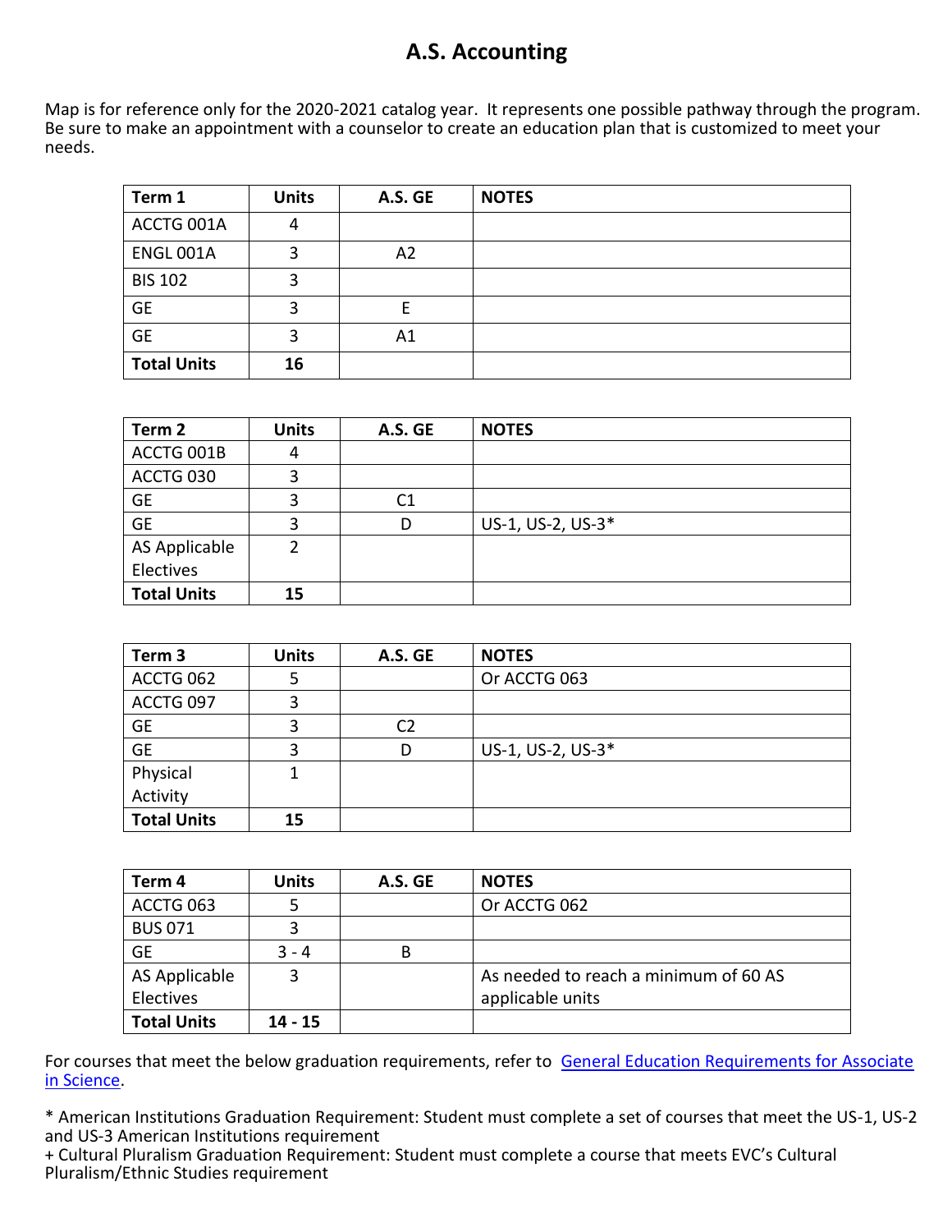# A.S. Accounting

Map is for reference only for the 2020-2021 catalog year. It represents one possible pathway through the program. Be sure to make an appointment with a counselor to create an education plan that is customized to meet your needs.

| Term 1 | Units | A.S. GE | NOTES |
|---|---|---|---|
| ACCTG 001A | 4 | | |
| ENGL 001A | 3 | A2 | |
| BIS 102 | 3 | | |
| GE | 3 | E | |
| GE | 3 | A1 | |
| **Total Units** | **16** | | |

| Term 2 | Units | A.S. GE | NOTES |
|---|---|---|---|
| ACCTG 001B | 4 | | |
| ACCTG 030 | 3 | | |
| GE | 3 | C1 | |
| GE | 3 | D | US-1, US-2, US-3* |
| AS Applicable Electives | 2 | | |
| **Total Units** | **15** | | |

| Term 3 | Units | A.S. GE | NOTES |
|---|---|---|---|
| ACCTG 062 | 5 | | Or ACCTG 063 |
| ACCTG 097 | 3 | | |
| GE | 3 | C2 | |
| GE | 3 | D | US-1, US-2, US-3* |
| Physical Activity | 1 | | |
| **Total Units** | **15** | | |

| Term 4 | Units | A.S. GE | NOTES |
|---|---|---|---|
| ACCTG 063 | 5 | | Or ACCTG 062 |
| BUS 071 | 3 | | |
| GE | 3 - 4 | B | |
| AS Applicable Electives | 3 | | As needed to reach a minimum of 60 AS applicable units |
| **Total Units** | **14 - 15** | | |

For courses that meet the below graduation requirements, refer to [General Education Requirements for Associate in Science](#).

* American Institutions Graduation Requirement: Student must complete a set of courses that meet the US-1, US-2 and US-3 American Institutions requirement

+ Cultural Pluralism Graduation Requirement: Student must complete a course that meets EVC's Cultural Pluralism/Ethnic Studies requirement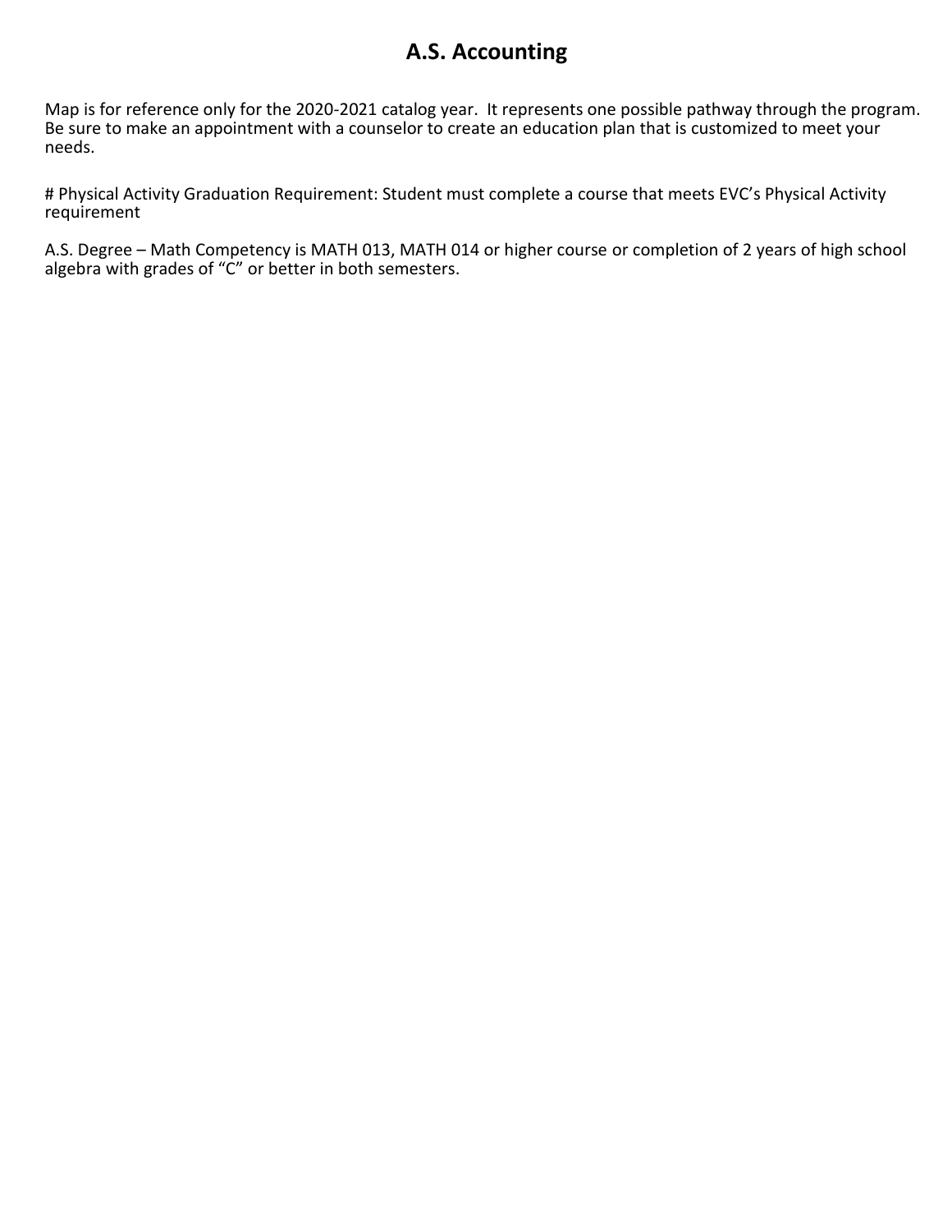# A.S. Accounting

Map is for reference only for the 2020-2021 catalog year. It represents one possible pathway through the program. Be sure to make an appointment with a counselor to create an education plan that is customized to meet your needs.

# Physical Activity Graduation Requirement: Student must complete a course that meets EVC's Physical Activity requirement

A.S. Degree – Math Competency is MATH 013, MATH 014 or higher course or completion of 2 years of high school algebra with grades of "C" or better in both semesters.